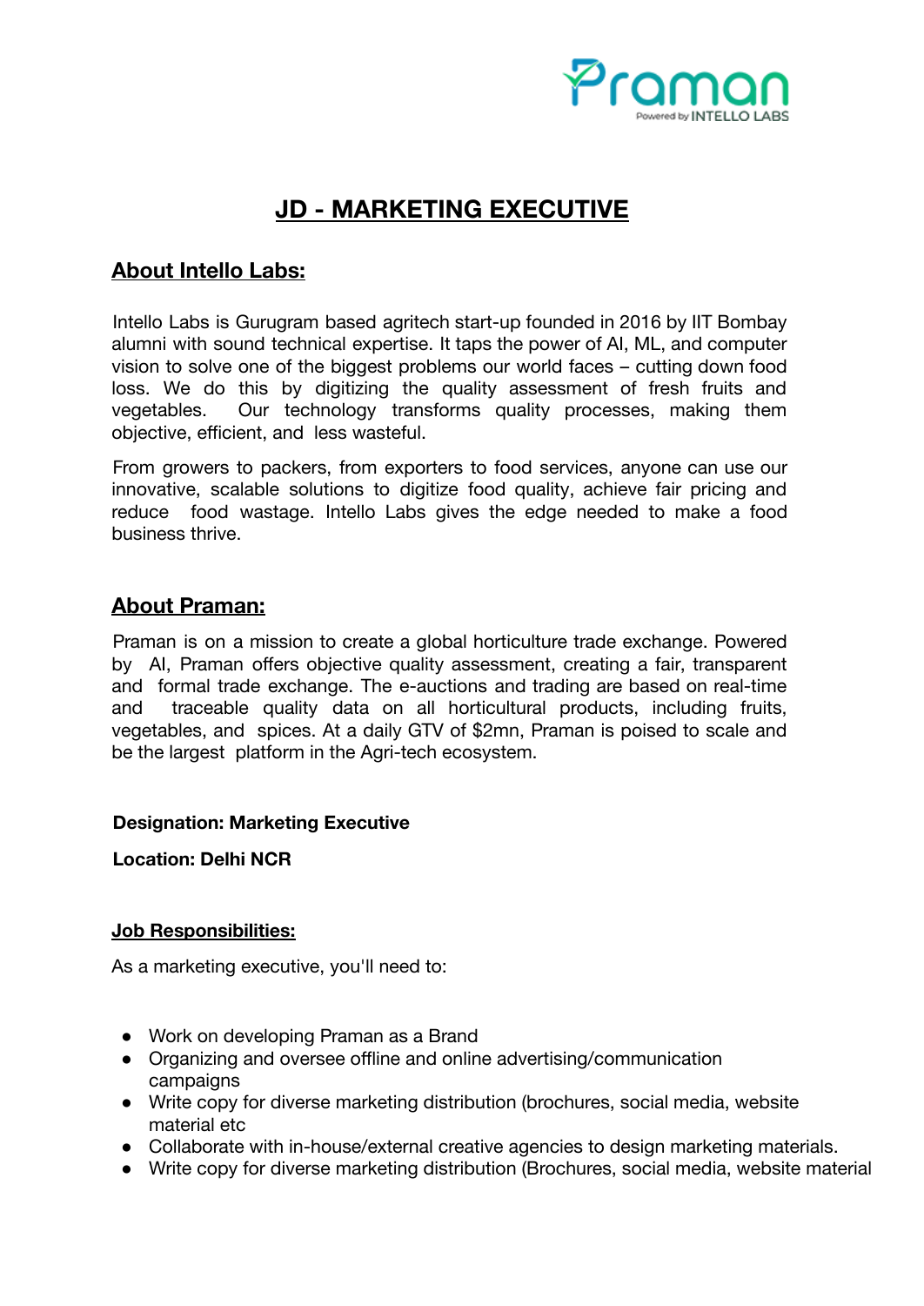Praman

Powered by INTELLO LABS

# JD - MARKETING EXECUTIVE

## About Intello Labs:

Intello Labs is Gurugram based agritech start-up founded in 2016 by IIT Bombay alumni with sound technical expertise. It taps the power of AI, ML, and computer vision to solve one of the biggest problems our world faces – cutting down food loss. We do this by digitizing the quality assessment of fresh fruits and vegetables. Our technology transforms quality processes, making them objective, efficient, and less wasteful.

From growers to packers, from exporters to food services, anyone can use our innovative, scalable solutions to digitize food quality, achieve fair pricing and reduce food wastage. Intello Labs gives the edge needed to make a food business thrive.

## About Praman:

Praman is on a mission to create a global horticulture trade exchange. Powered by AI, Praman offers objective quality assessment, creating a fair, transparent and formal trade exchange. The e-auctions and trading are based on real-time and traceable quality data on all horticultural products, including fruits, vegetables, and spices. At a daily GTV of $2mn, Praman is poised to scale and be the largest platform in the Agri-tech ecosystem.

**Designation: Marketing Executive**

**Location: Delhi NCR**

### Job Responsibilities:

As a marketing executive, you'll need to:

- Work on developing Praman as a Brand
- Organizing and oversee offline and online advertising/communication campaigns
- Write copy for diverse marketing distribution (brochures, social media, website material etc
- Collaborate with in-house/external creative agencies to design marketing materials.
- Write copy for diverse marketing distribution (Brochures, social media, website material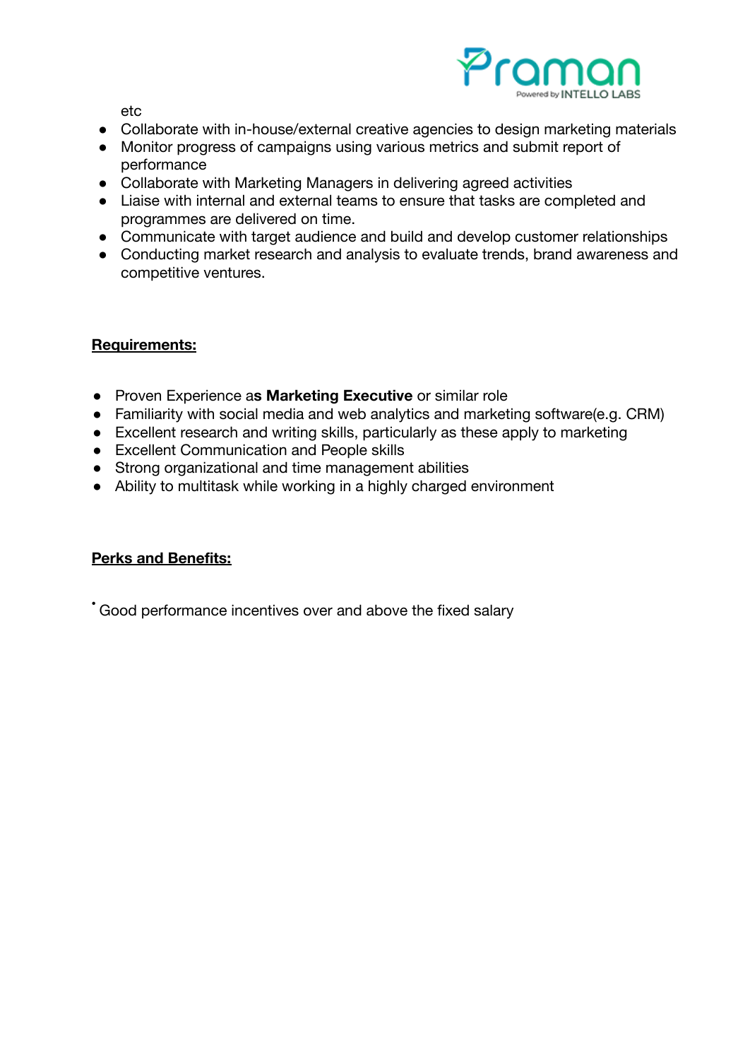etc

- Collaborate with in-house/external creative agencies to design marketing materials
- Monitor progress of campaigns using various metrics and submit report of performance
- Collaborate with Marketing Managers in delivering agreed activities
- Liaise with internal and external teams to ensure that tasks are completed and programmes are delivered on time.
- Communicate with target audience and build and develop customer relationships
- Conducting market research and analysis to evaluate trends, brand awareness and competitive ventures.

**Requirements:**

- Proven Experience a**s Marketing Executive** or similar role
- Familiarity with social media and web analytics and marketing software(e.g. CRM)
- Excellent research and writing skills, particularly as these apply to marketing
- Excellent Communication and People skills
- Strong organizational and time management abilities
- Ability to multitask while working in a highly charged environment

**Perks and Benefits:**

- Good performance incentives over and above the fixed salary